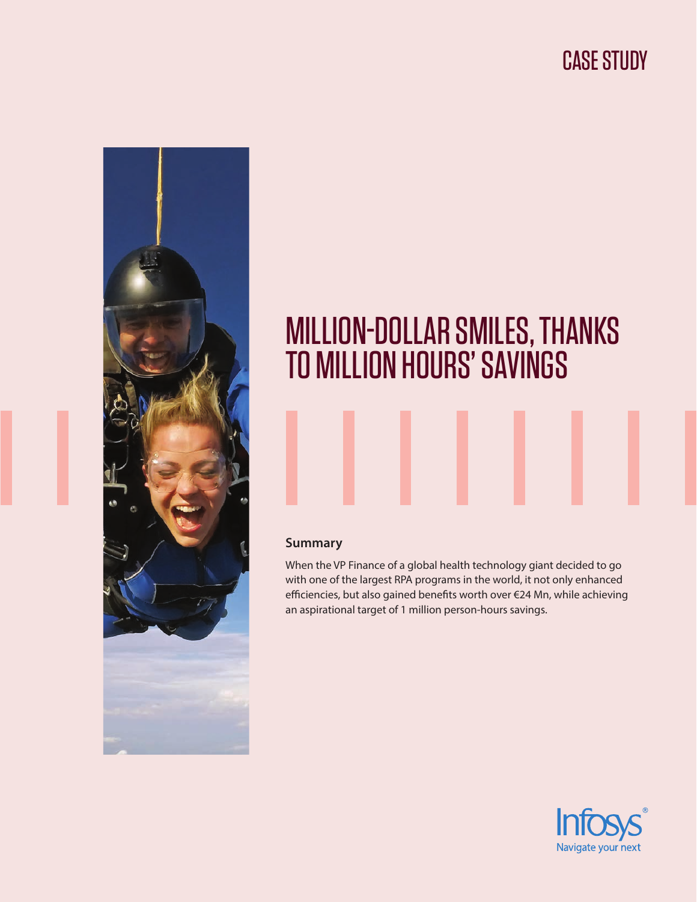CASE STUDY

# MILLION-DOLLAR SMILES, THANKS TO MILLION HOURS' SAVINGS

## Summary

When the VP Finance of a global health technology giant decided to go with one of the largest RPA programs in the world, it not only enhanced efficiencies, but also gained benefits worth over €24 Mn, while achieving an aspirational target of 1 million person-hours savings.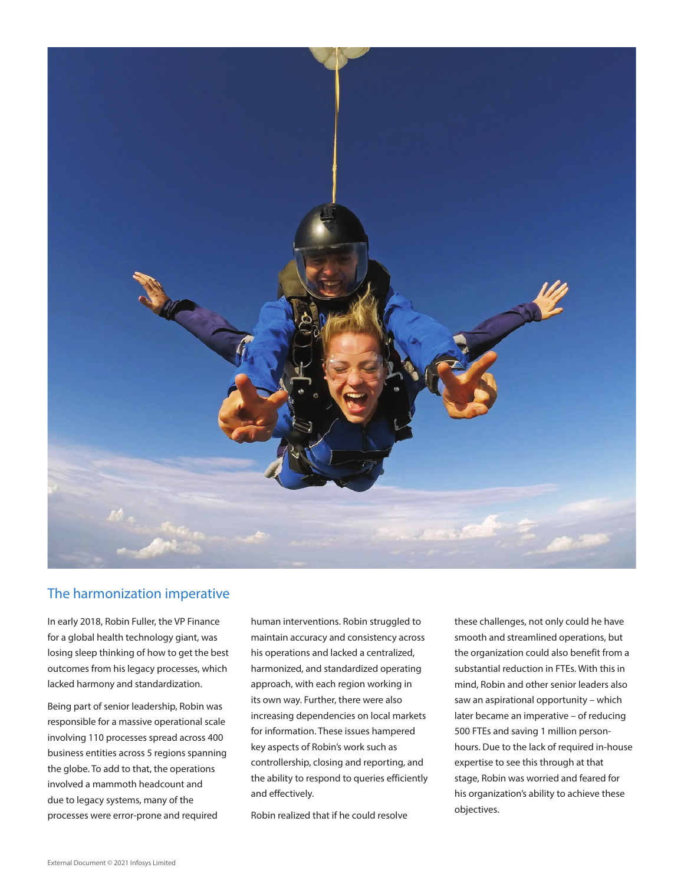## The harmonization imperative

In early 2018, Robin Fuller, the VP Finance for a global health technology giant, was losing sleep thinking of how to get the best outcomes from his legacy processes, which lacked harmony and standardization.

Being part of senior leadership, Robin was responsible for a massive operational scale involving 110 processes spread across 400 business entities across 5 regions spanning the globe. To add to that, the operations involved a mammoth headcount and due to legacy systems, many of the processes were error-prone and required human interventions. Robin struggled to maintain accuracy and consistency across his operations and lacked a centralized, harmonized, and standardized operating approach, with each region working in its own way. Further, there were also increasing dependencies on local markets for information. These issues hampered key aspects of Robin's work such as controllership, closing and reporting, and the ability to respond to queries efficiently and effectively.

Robin realized that if he could resolve these challenges, not only could he have smooth and streamlined operations, but the organization could also benefit from a substantial reduction in FTEs. With this in mind, Robin and other senior leaders also saw an aspirational opportunity – which later became an imperative – of reducing 500 FTEs and saving 1 million person-hours. Due to the lack of required in-house expertise to see this through at that stage, Robin was worried and feared for his organization's ability to achieve these objectives.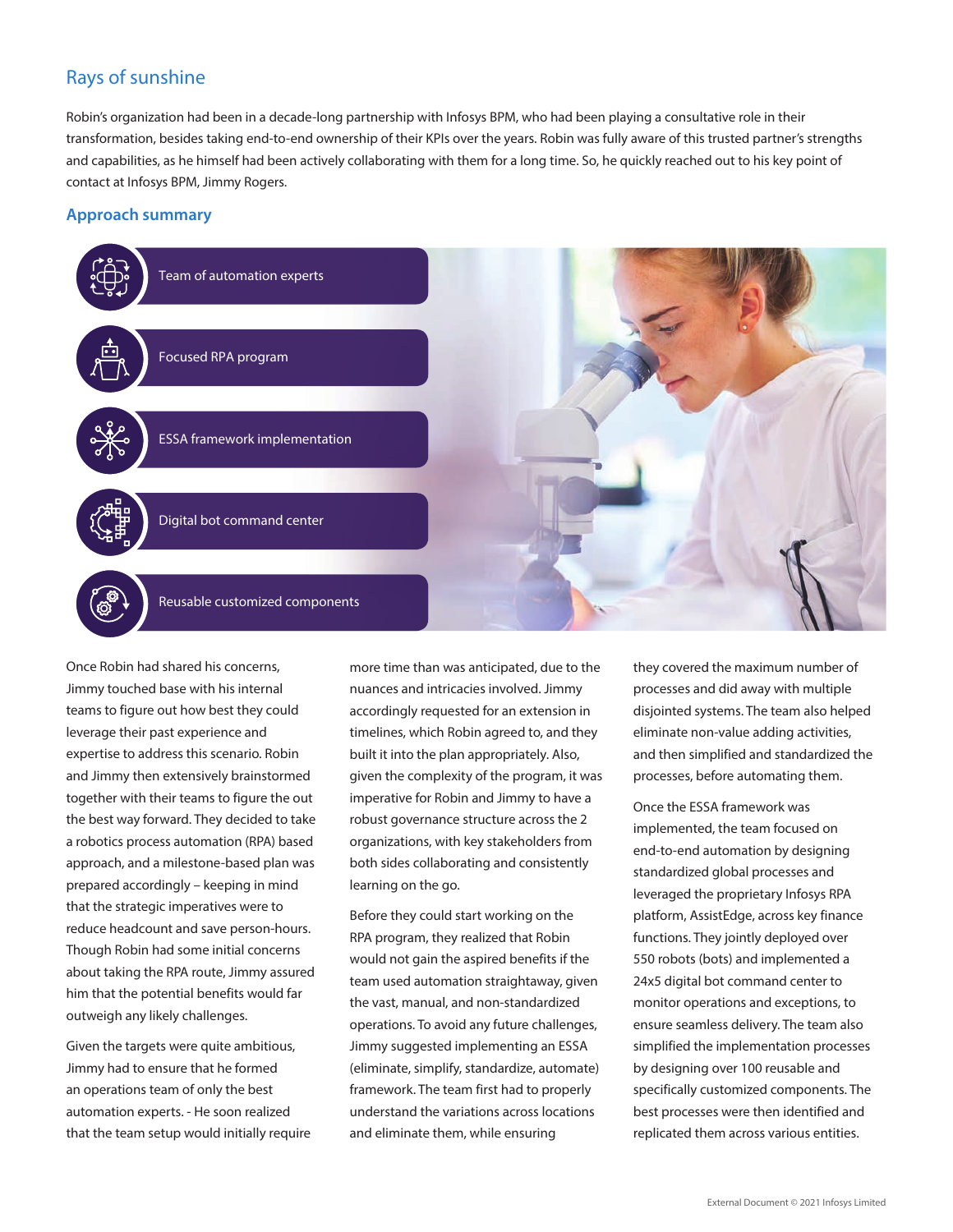## Rays of sunshine

Robin's organization had been in a decade-long partnership with Infosys BPM, who had been playing a consultative role in their transformation, besides taking end-to-end ownership of their KPIs over the years. Robin was fully aware of this trusted partner's strengths and capabilities, as he himself had been actively collaborating with them for a long time. So, he quickly reached out to his key point of contact at Infosys BPM, Jimmy Rogers.

### Approach summary

- Team of automation experts
- Focused RPA program
- ESSA framework implementation
- Digital bot command center
- Reusable customized components

Once Robin had shared his concerns, Jimmy touched base with his internal teams to figure out how best they could leverage their past experience and expertise to address this scenario. Robin and Jimmy then extensively brainstormed together with their teams to figure the out the best way forward. They decided to take a robotics process automation (RPA) based approach, and a milestone-based plan was prepared accordingly – keeping in mind that the strategic imperatives were to reduce headcount and save person-hours. Though Robin had some initial concerns about taking the RPA route, Jimmy assured him that the potential benefits would far outweigh any likely challenges.

Given the targets were quite ambitious, Jimmy had to ensure that he formed an operations team of only the best automation experts. - He soon realized that the team setup would initially require more time than was anticipated, due to the nuances and intricacies involved. Jimmy accordingly requested for an extension in timelines, which Robin agreed to, and they built it into the plan appropriately. Also, given the complexity of the program, it was imperative for Robin and Jimmy to have a robust governance structure across the 2 organizations, with key stakeholders from both sides collaborating and consistently learning on the go.

Before they could start working on the RPA program, they realized that Robin would not gain the aspired benefits if the team used automation straightaway, given the vast, manual, and non-standardized operations. To avoid any future challenges, Jimmy suggested implementing an ESSA (eliminate, simplify, standardize, automate) framework. The team first had to properly understand the variations across locations and eliminate them, while ensuring they covered the maximum number of processes and did away with multiple disjointed systems. The team also helped eliminate non-value adding activities, and then simplified and standardized the processes, before automating them.

Once the ESSA framework was implemented, the team focused on end-to-end automation by designing standardized global processes and leveraged the proprietary Infosys RPA platform, AssistEdge, across key finance functions. They jointly deployed over 550 robots (bots) and implemented a 24x5 digital bot command center to monitor operations and exceptions, to ensure seamless delivery. The team also simplified the implementation processes by designing over 100 reusable and specifically customized components. The best processes were then identified and replicated them across various entities.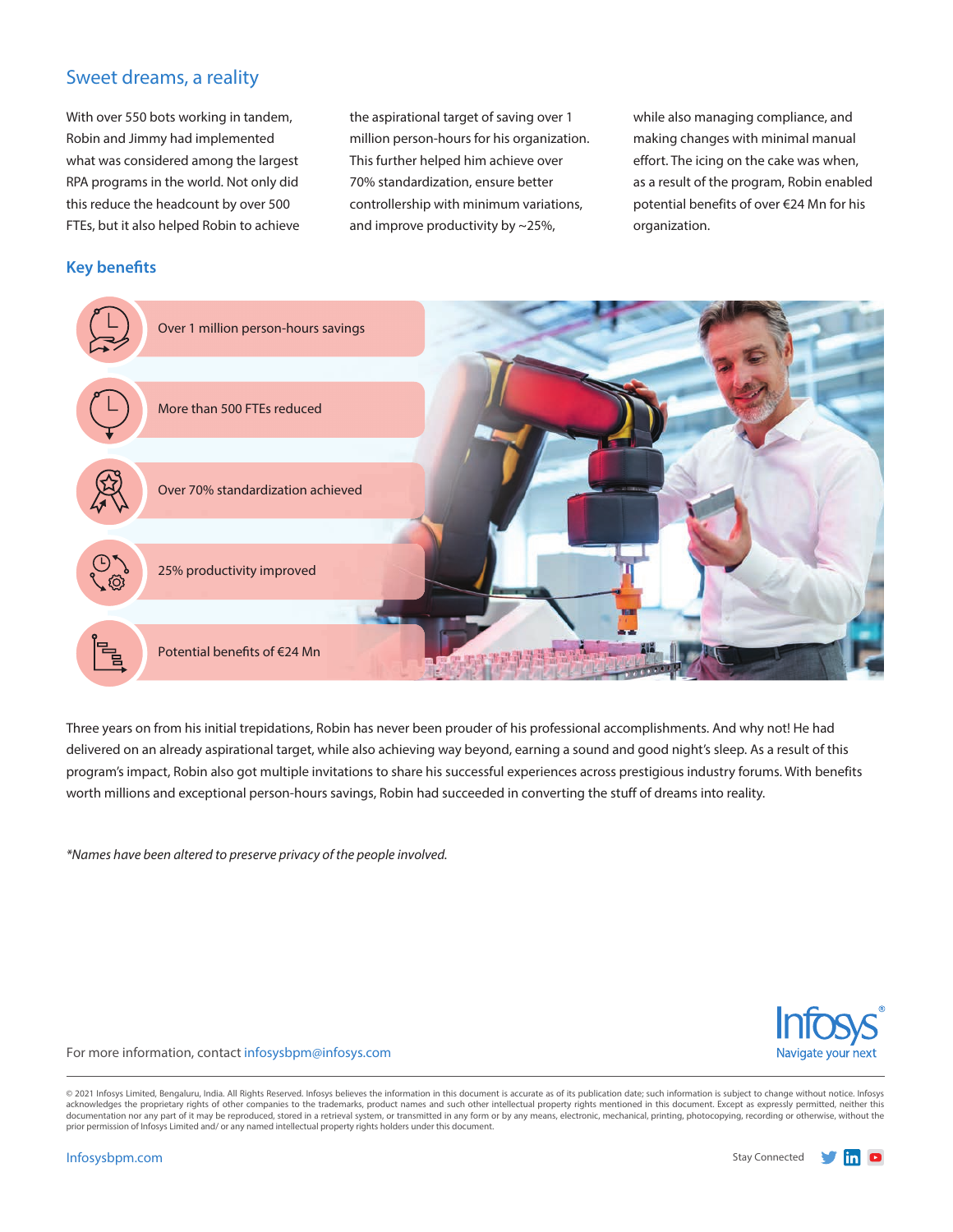## Sweet dreams, a reality

With over 550 bots working in tandem, Robin and Jimmy had implemented what was considered among the largest RPA programs in the world. Not only did this reduce the headcount by over 500 FTEs, but it also helped Robin to achieve the aspirational target of saving over 1 million person-hours for his organization. This further helped him achieve over 70% standardization, ensure better controllership with minimum variations, and improve productivity by ~25%, while also managing compliance, and making changes with minimal manual effort. The icing on the cake was when, as a result of the program, Robin enabled potential benefits of over €24 Mn for his organization.

### Key benefits

- Over 1 million person-hours savings
- More than 500 FTEs reduced
- Over 70% standardization achieved
- 25% productivity improved
- Potential benefits of €24 Mn

Three years on from his initial trepidations, Robin has never been prouder of his professional accomplishments. And why not! He had delivered on an already aspirational target, while also achieving way beyond, earning a sound and good night's sleep. As a result of this program's impact, Robin also got multiple invitations to share his successful experiences across prestigious industry forums. With benefits worth millions and exceptional person-hours savings, Robin had succeeded in converting the stuff of dreams into reality.

*\*Names have been altered to preserve privacy of the people involved.*

For more information, contact infosysbpm@infosys.com

Infosys
Navigate your next

© 2021 Infosys Limited, Bengaluru, India. All Rights Reserved. Infosys believes the information in this document is accurate as of its publication date; such information is subject to change without notice. Infosys acknowledges the proprietary rights of other companies to the trademarks, product names and such other intellectual property rights mentioned in this document. Except as expressly permitted, neither this documentation nor any part of it may be reproduced, stored in a retrieval system, or transmitted in any form or by any means, electronic, mechanical, printing, photocopying, recording or otherwise, without the prior permission of Infosys Limited and/ or any named intellectual property rights holders under this document.

Infosysbpm.com

Stay Connected